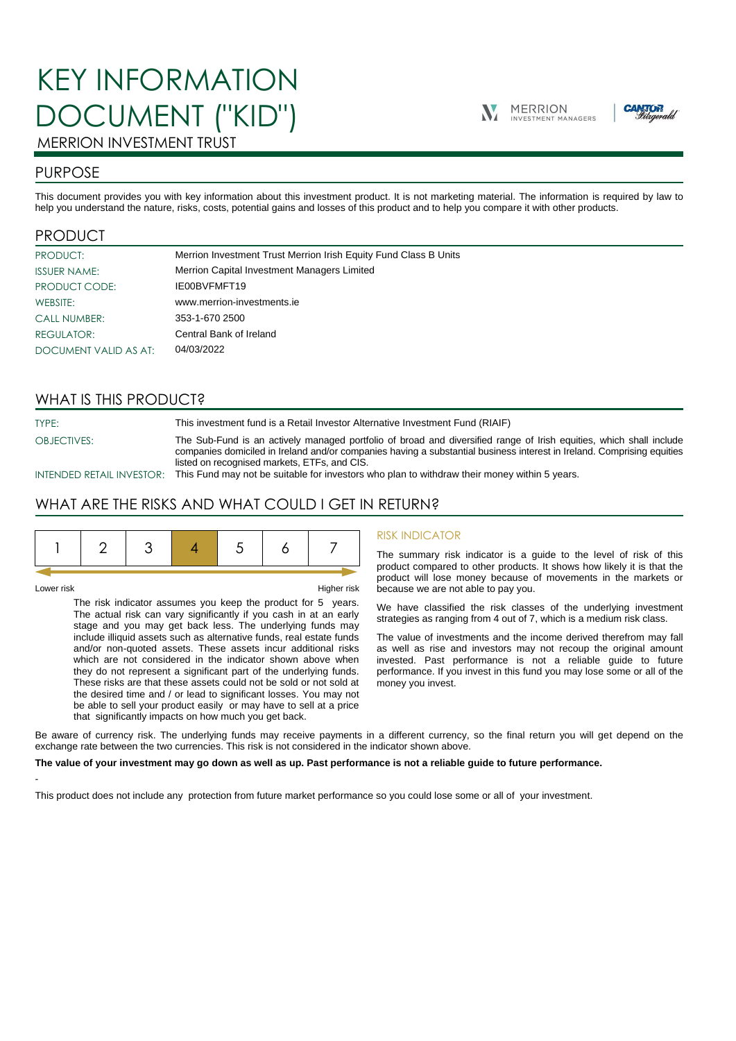# KEY INFORMATION DOCUMENT ("KID")

MERRION INVESTMENT TRUST

## PURPOSE

This document provides you with key information about this investment product. It is not marketing material. The information is required by law to help you understand the nature, risks, costs, potential gains and losses of this product and to help you compare it with other products.

## PRODUCT

| | |
|---|---|
| PRODUCT: | Merrion Investment Trust Merrion Irish Equity Fund Class B Units |
| ISSUER NAME: | Merrion Capital Investment Managers Limited |
| PRODUCT CODE: | IE00BVFMFT19 |
| WEBSITE: | www.merrion-investments.ie |
| CALL NUMBER: | 353-1-670 2500 |
| REGULATOR: | Central Bank of Ireland |
| DOCUMENT VALID AS AT: | 04/03/2022 |

## WHAT IS THIS PRODUCT?

| | |
|---|---|
| TYPE: | This investment fund is a Retail Investor Alternative Investment Fund (RIAIF) |
| OBJECTIVES: | The Sub-Fund is an actively managed portfolio of broad and diversified range of Irish equities, which shall include companies domiciled in Ireland and/or companies having a substantial business interest in Ireland. Comprising equities listed on recognised markets, ETFs, and CIS. |
| INTENDED RETAIL INVESTOR: | This Fund may not be suitable for investors who plan to withdraw their money within 5 years. |

## WHAT ARE THE RISKS AND WHAT COULD I GET IN RETURN?

| 1 | 2 | 3 | **4** | 5 | 6 | 7 |
|---|---|---|---|---|---|---|

Lower risk — Higher risk

The risk indicator assumes you keep the product for 5 years. The actual risk can vary significantly if you cash in at an early stage and you may get back less. The underlying funds may include illiquid assets such as alternative funds, real estate funds and/or non-quoted assets. These assets incur additional risks which are not considered in the indicator shown above when they do not represent a significant part of the underlying funds. These risks are that these assets could not be sold or not sold at the desired time and / or lead to significant losses. You may not be able to sell your product easily or may have to sell at a price that significantly impacts on how much you get back.

### RISK INDICATOR

The summary risk indicator is a guide to the level of risk of this product compared to other products. It shows how likely it is that the product will lose money because of movements in the markets or because we are not able to pay you.

We have classified the risk classes of the underlying investment strategies as ranging from 4 out of 7, which is a medium risk class.

The value of investments and the income derived therefrom may fall as well as rise and investors may not recoup the original amount invested. Past performance is not a reliable guide to future performance. If you invest in this fund you may lose some or all of the money you invest.

Be aware of currency risk. The underlying funds may receive payments in a different currency, so the final return you will get depend on the exchange rate between the two currencies. This risk is not considered in the indicator shown above.

**The value of your investment may go down as well as up. Past performance is not a reliable guide to future performance.**

-

This product does not include any protection from future market performance so you could lose some or all of your investment.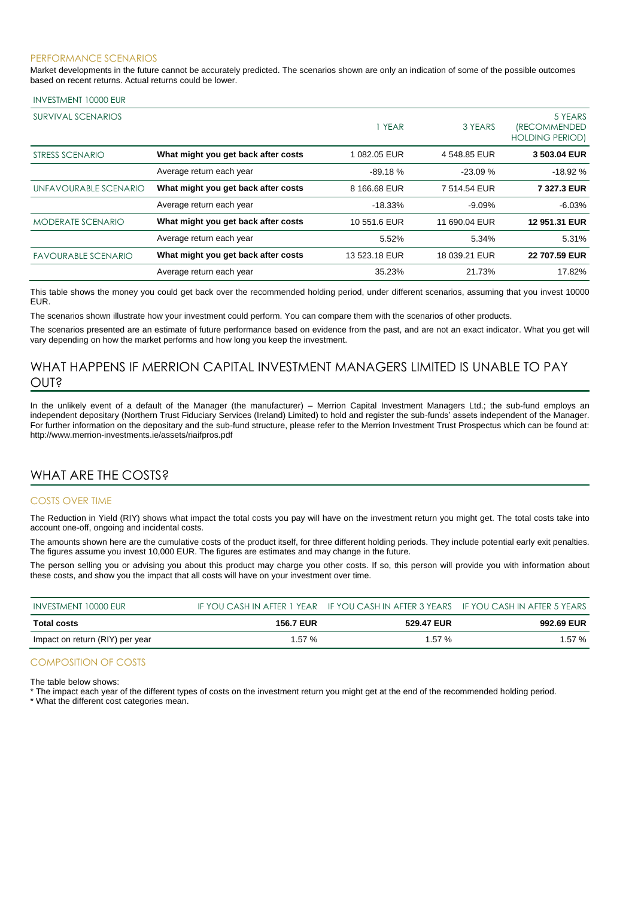### PERFORMANCE SCENARIOS

Market developments in the future cannot be accurately predicted. The scenarios shown are only an indication of some of the possible outcomes based on recent returns. Actual returns could be lower.

| INVESTMENT 10000 EUR | | | | |
|---|---|---|---|---|
| SURVIVAL SCENARIOS | | 1 YEAR | 3 YEARS | 5 YEARS (RECOMMENDED HOLDING PERIOD) |
| STRESS SCENARIO | **What might you get back after costs** | 1 082.05 EUR | 4 548.85 EUR | **3 503.04 EUR** |
| | Average return each year | -89.18 % | -23.09 % | -18.92 % |
| UNFAVOURABLE SCENARIO | **What might you get back after costs** | 8 166.68 EUR | 7 514.54 EUR | **7 327.3 EUR** |
| | Average return each year | -18.33% | -9.09% | -6.03% |
| MODERATE SCENARIO | **What might you get back after costs** | 10 551.6 EUR | 11 690.04 EUR | **12 951.31 EUR** |
| | Average return each year | 5.52% | 5.34% | 5.31% |
| FAVOURABLE SCENARIO | **What might you get back after costs** | 13 523.18 EUR | 18 039.21 EUR | **22 707.59 EUR** |
| | Average return each year | 35.23% | 21.73% | 17.82% |

This table shows the money you could get back over the recommended holding period, under different scenarios, assuming that you invest 10000 EUR.

The scenarios shown illustrate how your investment could perform. You can compare them with the scenarios of other products.

The scenarios presented are an estimate of future performance based on evidence from the past, and are not an exact indicator. What you get will vary depending on how the market performs and how long you keep the investment.

## WHAT HAPPENS IF MERRION CAPITAL INVESTMENT MANAGERS LIMITED IS UNABLE TO PAY OUT?

In the unlikely event of a default of the Manager (the manufacturer) – Merrion Capital Investment Managers Ltd.; the sub-fund employs an independent depositary (Northern Trust Fiduciary Services (Ireland) Limited) to hold and register the sub-funds' assets independent of the Manager. For further information on the depositary and the sub-fund structure, please refer to the Merrion Investment Trust Prospectus which can be found at: http://www.merrion-investments.ie/assets/riaifpros.pdf

## WHAT ARE THE COSTS?

### COSTS OVER TIME

The Reduction in Yield (RIY) shows what impact the total costs you pay will have on the investment return you might get. The total costs take into account one-off, ongoing and incidental costs.

The amounts shown here are the cumulative costs of the product itself, for three different holding periods. They include potential early exit penalties. The figures assume you invest 10,000 EUR. The figures are estimates and may change in the future.

The person selling you or advising you about this product may charge you other costs. If so, this person will provide you with information about these costs, and show you the impact that all costs will have on your investment over time.

| INVESTMENT 10000 EUR | IF YOU CASH IN AFTER 1 YEAR | IF YOU CASH IN AFTER 3 YEARS | IF YOU CASH IN AFTER 5 YEARS |
|---|---|---|---|
| **Total costs** | **156.7 EUR** | **529.47 EUR** | **992.69 EUR** |
| Impact on return (RIY) per year | 1.57 % | 1.57 % | 1.57 % |

### COMPOSITION OF COSTS

The table below shows:

* The impact each year of the different types of costs on the investment return you might get at the end of the recommended holding period.
* What the different cost categories mean.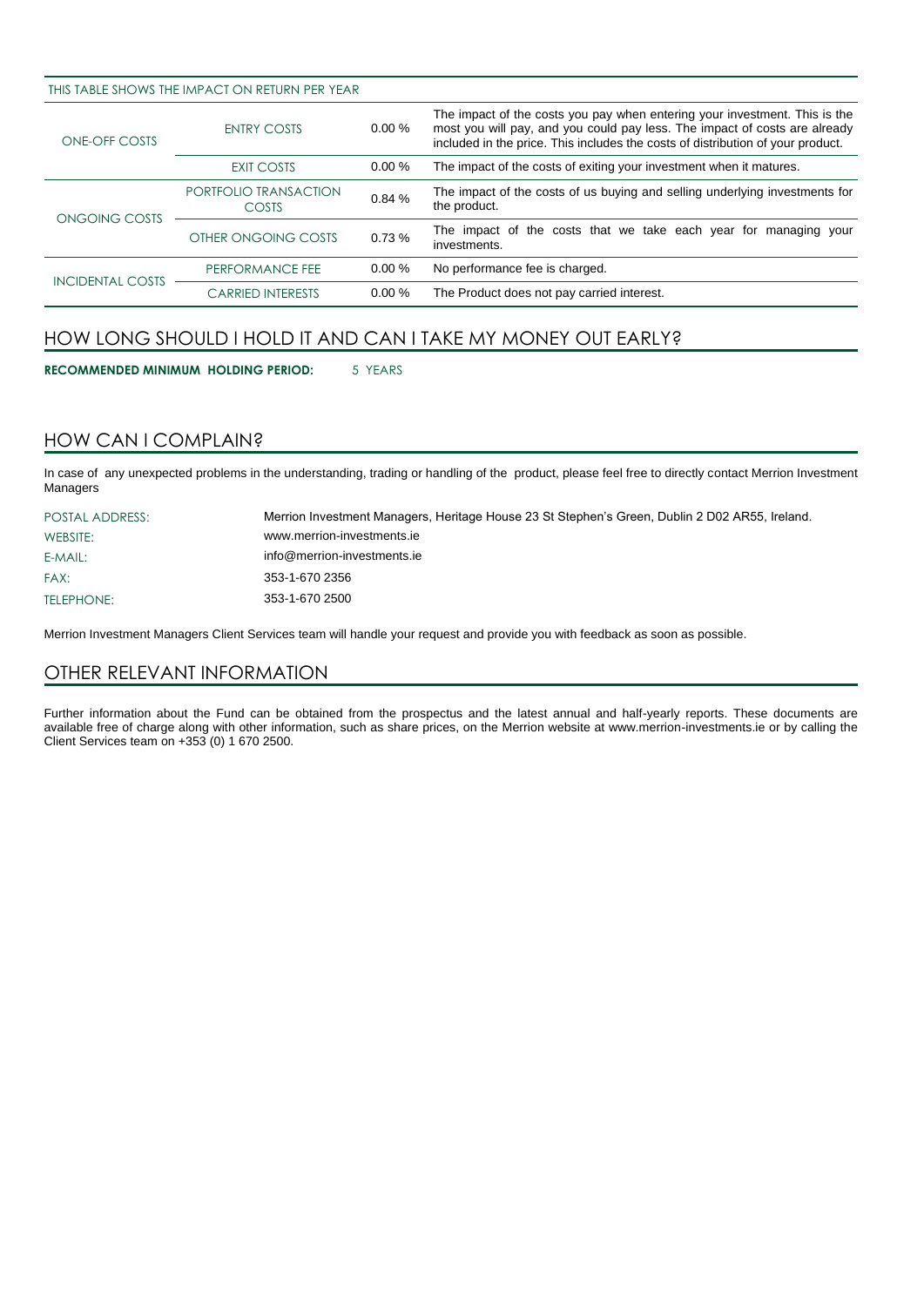| THIS TABLE SHOWS THE IMPACT ON RETURN PER YEAR | | | |
|---|---|---|---|
| ONE-OFF COSTS | ENTRY COSTS | 0.00 % | The impact of the costs you pay when entering your investment. This is the most you will pay, and you could pay less. The impact of costs are already included in the price. This includes the costs of distribution of your product. |
| | EXIT COSTS | 0.00 % | The impact of the costs of exiting your investment when it matures. |
| ONGOING COSTS | PORTFOLIO TRANSACTION COSTS | 0.84 % | The impact of the costs of us buying and selling underlying investments for the product. |
| | OTHER ONGOING COSTS | 0.73 % | The impact of the costs that we take each year for managing your investments. |
| INCIDENTAL COSTS | PERFORMANCE FEE | 0.00 % | No performance fee is charged. |
| | CARRIED INTERESTS | 0.00 % | The Product does not pay carried interest. |

## HOW LONG SHOULD I HOLD IT AND CAN I TAKE MY MONEY OUT EARLY?

**RECOMMENDED MINIMUM HOLDING PERIOD:** 5 YEARS

## HOW CAN I COMPLAIN?

In case of any unexpected problems in the understanding, trading or handling of the product, please feel free to directly contact Merrion Investment Managers

| | |
|---|---|
| POSTAL ADDRESS: | Merrion Investment Managers, Heritage House 23 St Stephen's Green, Dublin 2 D02 AR55, Ireland. |
| WEBSITE: | www.merrion-investments.ie |
| E-MAIL: | info@merrion-investments.ie |
| FAX: | 353-1-670 2356 |
| TELEPHONE: | 353-1-670 2500 |

Merrion Investment Managers Client Services team will handle your request and provide you with feedback as soon as possible.

## OTHER RELEVANT INFORMATION

Further information about the Fund can be obtained from the prospectus and the latest annual and half-yearly reports. These documents are available free of charge along with other information, such as share prices, on the Merrion website at www.merrion-investments.ie or by calling the Client Services team on +353 (0) 1 670 2500.